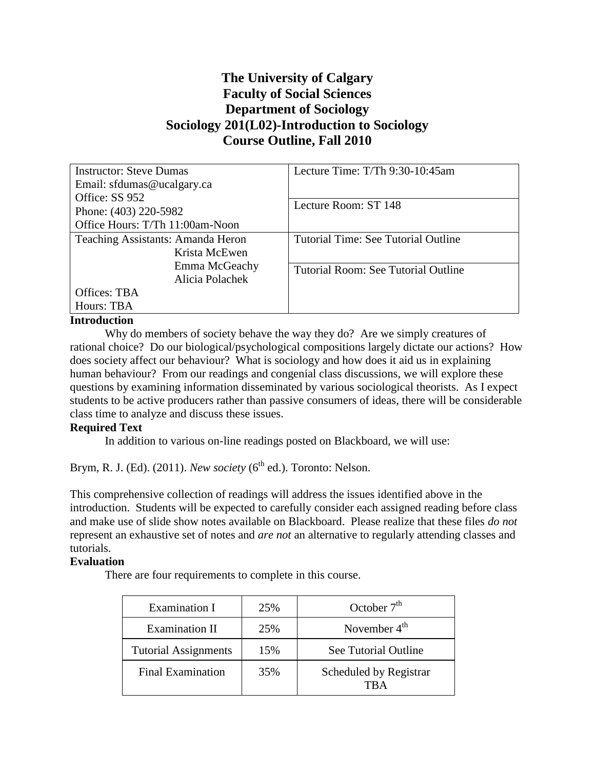# The University of Calgary
# Faculty of Social Sciences
# Department of Sociology
# Sociology 201(L02)-Introduction to Sociology
# Course Outline, Fall 2010

| | |
|---|---|
| Instructor: Steve Dumas<br>Email: sfdumas@ucalgary.ca<br>Office: SS 952<br>Phone: (403) 220-5982<br>Office Hours: T/Th 11:00am-Noon | Lecture Time: T/Th 9:30-10:45am<br><br>Lecture Room: ST 148 |
| Teaching Assistants: Amanda Heron<br>Krista McEwen<br>Emma McGeachy<br>Alicia Polachek<br>Offices: TBA<br>Hours: TBA | Tutorial Time: See Tutorial Outline<br><br>Tutorial Room: See Tutorial Outline |

**Introduction**

Why do members of society behave the way they do? Are we simply creatures of rational choice? Do our biological/psychological compositions largely dictate our actions? How does society affect our behaviour? What is sociology and how does it aid us in explaining human behaviour? From our readings and congenial class discussions, we will explore these questions by examining information disseminated by various sociological theorists. As I expect students to be active producers rather than passive consumers of ideas, there will be considerable class time to analyze and discuss these issues.

**Required Text**

In addition to various on-line readings posted on Blackboard, we will use:

Brym, R. J. (Ed). (2011). *New society* (6th ed.). Toronto: Nelson.

This comprehensive collection of readings will address the issues identified above in the introduction. Students will be expected to carefully consider each assigned reading before class and make use of slide show notes available on Blackboard. Please realize that these files *do not* represent an exhaustive set of notes and *are not* an alternative to regularly attending classes and tutorials.

**Evaluation**

There are four requirements to complete in this course.

| | | |
|---|---|---|
| Examination I | 25% | October 7th |
| Examination II | 25% | November 4th |
| Tutorial Assignments | 15% | See Tutorial Outline |
| Final Examination | 35% | Scheduled by Registrar TBA |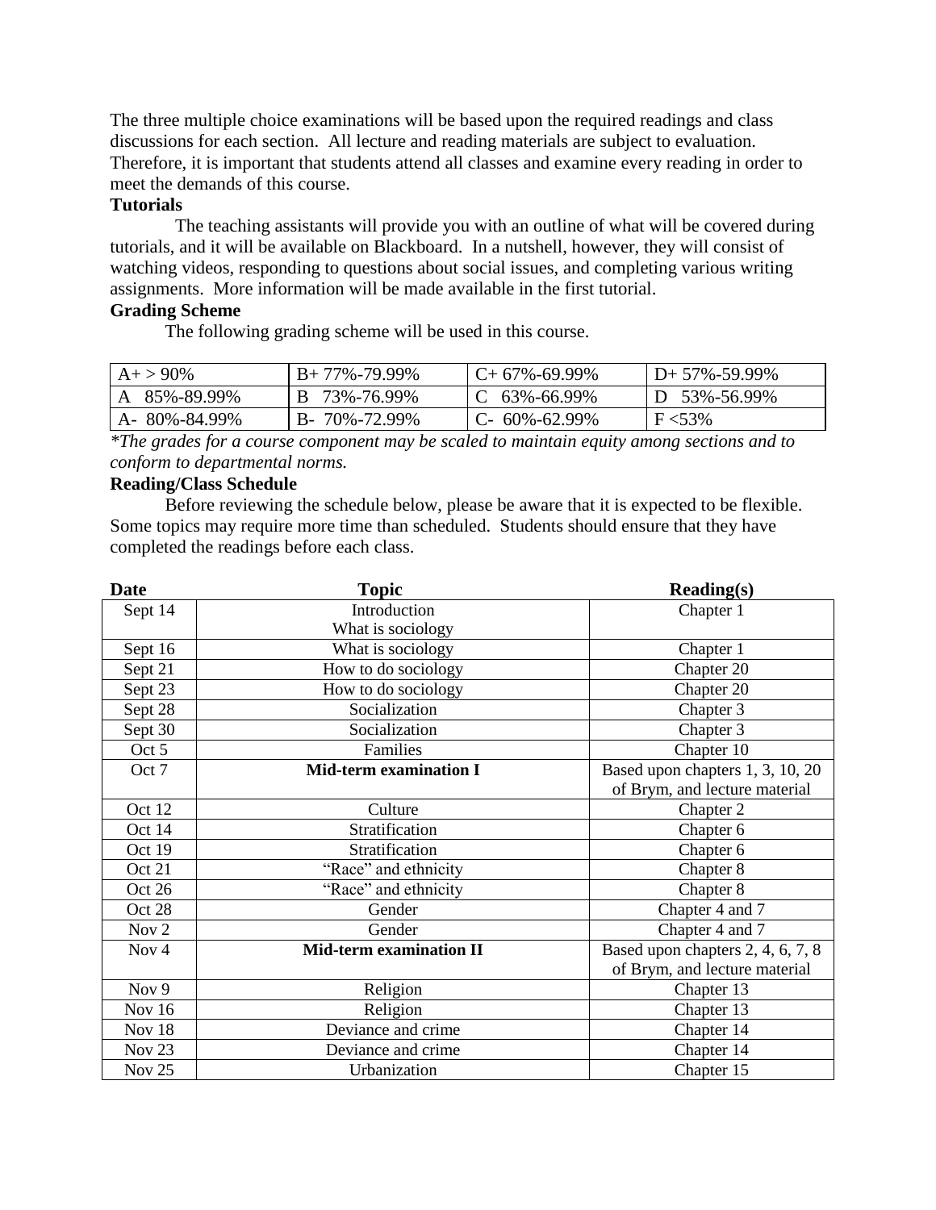The three multiple choice examinations will be based upon the required readings and class discussions for each section. All lecture and reading materials are subject to evaluation. Therefore, it is important that students attend all classes and examine every reading in order to meet the demands of this course.

**Tutorials**

The teaching assistants will provide you with an outline of what will be covered during tutorials, and it will be available on Blackboard. In a nutshell, however, they will consist of watching videos, responding to questions about social issues, and completing various writing assignments. More information will be made available in the first tutorial.

**Grading Scheme**

The following grading scheme will be used in this course.

| | | | |
|---|---|---|---|
| A+ > 90% | B+ 77%-79.99% | C+ 67%-69.99% | D+ 57%-59.99% |
| A 85%-89.99% | B 73%-76.99% | C 63%-66.99% | D 53%-56.99% |
| A- 80%-84.99% | B- 70%-72.99% | C- 60%-62.99% | F <53% |

*\*The grades for a course component may be scaled to maintain equity among sections and to conform to departmental norms.*

**Reading/Class Schedule**

Before reviewing the schedule below, please be aware that it is expected to be flexible. Some topics may require more time than scheduled. Students should ensure that they have completed the readings before each class.

| Date | Topic | Reading(s) |
|---|---|---|
| Sept 14 | Introduction<br>What is sociology | Chapter 1 |
| Sept 16 | What is sociology | Chapter 1 |
| Sept 21 | How to do sociology | Chapter 20 |
| Sept 23 | How to do sociology | Chapter 20 |
| Sept 28 | Socialization | Chapter 3 |
| Sept 30 | Socialization | Chapter 3 |
| Oct 5 | Families | Chapter 10 |
| Oct 7 | **Mid-term examination I** | Based upon chapters 1, 3, 10, 20 of Brym, and lecture material |
| Oct 12 | Culture | Chapter 2 |
| Oct 14 | Stratification | Chapter 6 |
| Oct 19 | Stratification | Chapter 6 |
| Oct 21 | "Race" and ethnicity | Chapter 8 |
| Oct 26 | "Race" and ethnicity | Chapter 8 |
| Oct 28 | Gender | Chapter 4 and 7 |
| Nov 2 | Gender | Chapter 4 and 7 |
| Nov 4 | **Mid-term examination II** | Based upon chapters 2, 4, 6, 7, 8 of Brym, and lecture material |
| Nov 9 | Religion | Chapter 13 |
| Nov 16 | Religion | Chapter 13 |
| Nov 18 | Deviance and crime | Chapter 14 |
| Nov 23 | Deviance and crime | Chapter 14 |
| Nov 25 | Urbanization | Chapter 15 |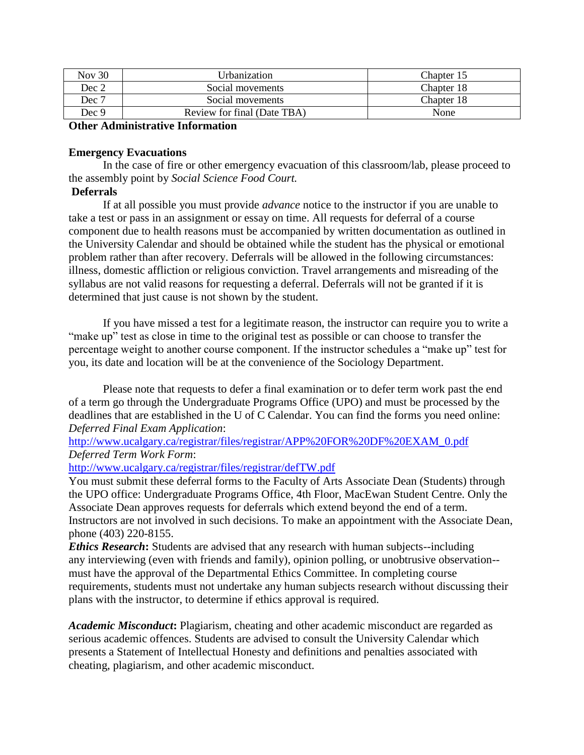| Nov 30 | Urbanization | Chapter 15 |
| --- | --- | --- |
| Dec 2 | Social movements | Chapter 18 |
| Dec 7 | Social movements | Chapter 18 |
| Dec 9 | Review for final (Date TBA) | None |

**Other Administrative Information**

**Emergency Evacuations**

In the case of fire or other emergency evacuation of this classroom/lab, please proceed to the assembly point by *Social Science Food Court.*

**Deferrals**

If at all possible you must provide *advance* notice to the instructor if you are unable to take a test or pass in an assignment or essay on time. All requests for deferral of a course component due to health reasons must be accompanied by written documentation as outlined in the University Calendar and should be obtained while the student has the physical or emotional problem rather than after recovery. Deferrals will be allowed in the following circumstances: illness, domestic affliction or religious conviction. Travel arrangements and misreading of the syllabus are not valid reasons for requesting a deferral. Deferrals will not be granted if it is determined that just cause is not shown by the student.

If you have missed a test for a legitimate reason, the instructor can require you to write a "make up" test as close in time to the original test as possible or can choose to transfer the percentage weight to another course component. If the instructor schedules a "make up" test for you, its date and location will be at the convenience of the Sociology Department.

Please note that requests to defer a final examination or to defer term work past the end of a term go through the Undergraduate Programs Office (UPO) and must be processed by the deadlines that are established in the U of C Calendar. You can find the forms you need online:
*Deferred Final Exam Application*:
http://www.ucalgary.ca/registrar/files/registrar/APP%20FOR%20DF%20EXAM_0.pdf
*Deferred Term Work Form*:
http://www.ucalgary.ca/registrar/files/registrar/defTW.pdf
You must submit these deferral forms to the Faculty of Arts Associate Dean (Students) through the UPO office: Undergraduate Programs Office, 4th Floor, MacEwan Student Centre. Only the Associate Dean approves requests for deferrals which extend beyond the end of a term. Instructors are not involved in such decisions. To make an appointment with the Associate Dean, phone (403) 220-8155.

***Ethics Research*:** Students are advised that any research with human subjects--including any interviewing (even with friends and family), opinion polling, or unobtrusive observation--must have the approval of the Departmental Ethics Committee. In completing course requirements, students must not undertake any human subjects research without discussing their plans with the instructor, to determine if ethics approval is required.

***Academic Misconduct*:** Plagiarism, cheating and other academic misconduct are regarded as serious academic offences. Students are advised to consult the University Calendar which presents a Statement of Intellectual Honesty and definitions and penalties associated with cheating, plagiarism, and other academic misconduct.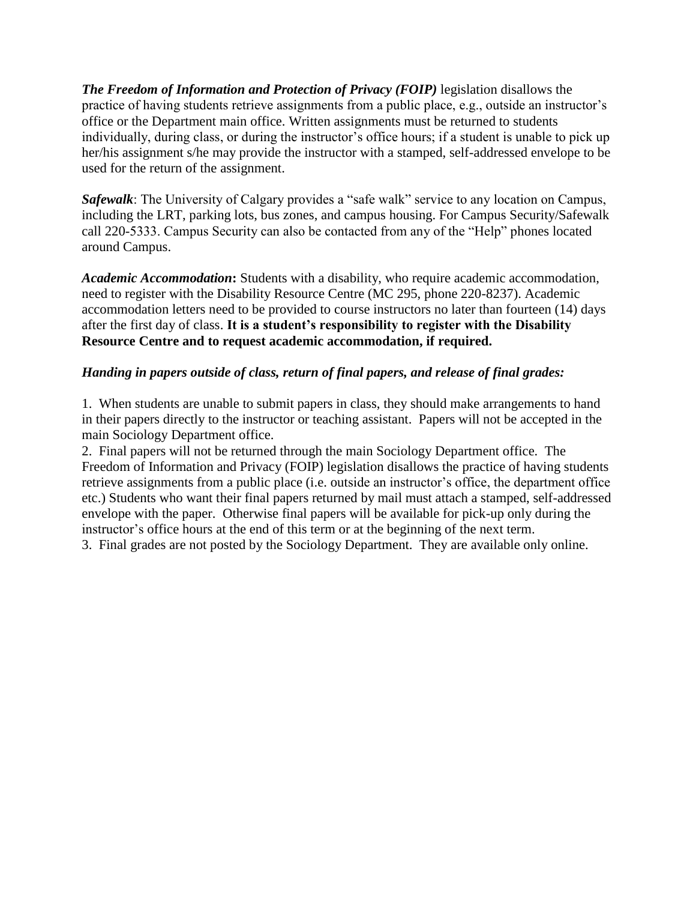***The Freedom of Information and Protection of Privacy (FOIP)*** legislation disallows the practice of having students retrieve assignments from a public place, e.g., outside an instructor's office or the Department main office. Written assignments must be returned to students individually, during class, or during the instructor's office hours; if a student is unable to pick up her/his assignment s/he may provide the instructor with a stamped, self-addressed envelope to be used for the return of the assignment.

***Safewalk***: The University of Calgary provides a "safe walk" service to any location on Campus, including the LRT, parking lots, bus zones, and campus housing. For Campus Security/Safewalk call 220-5333. Campus Security can also be contacted from any of the "Help" phones located around Campus.

***Academic Accommodation*:** Students with a disability, who require academic accommodation, need to register with the Disability Resource Centre (MC 295, phone 220-8237). Academic accommodation letters need to be provided to course instructors no later than fourteen (14) days after the first day of class. **It is a student's responsibility to register with the Disability Resource Centre and to request academic accommodation, if required.**

***Handing in papers outside of class, return of final papers, and release of final grades:***

1. When students are unable to submit papers in class, they should make arrangements to hand in their papers directly to the instructor or teaching assistant. Papers will not be accepted in the main Sociology Department office.
2. Final papers will not be returned through the main Sociology Department office. The Freedom of Information and Privacy (FOIP) legislation disallows the practice of having students retrieve assignments from a public place (i.e. outside an instructor's office, the department office etc.) Students who want their final papers returned by mail must attach a stamped, self-addressed envelope with the paper. Otherwise final papers will be available for pick-up only during the instructor's office hours at the end of this term or at the beginning of the next term.
3. Final grades are not posted by the Sociology Department. They are available only online.